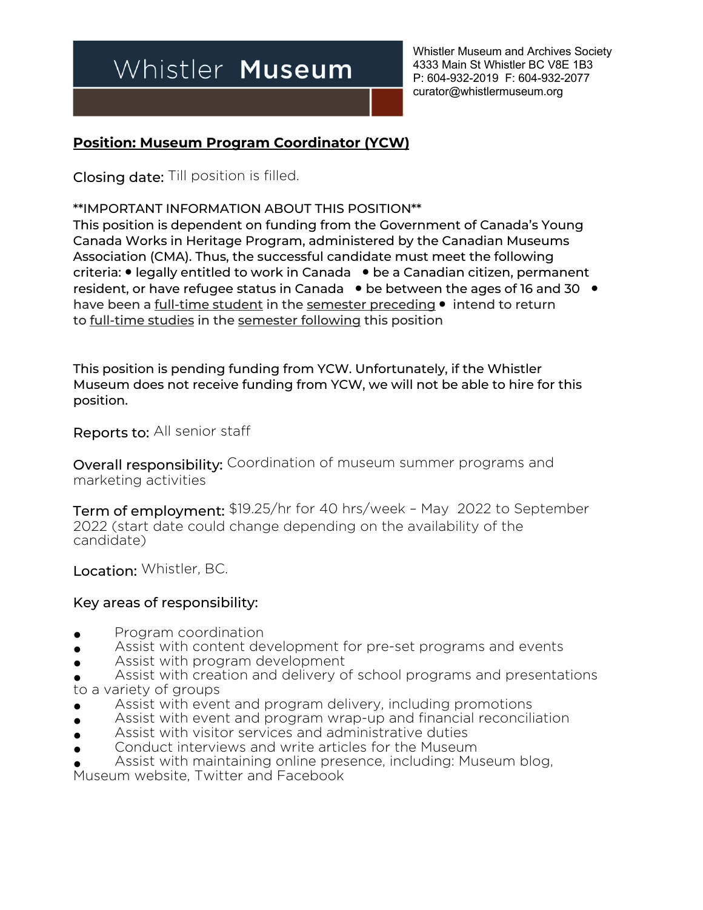# Whistler **Museum**

Whistler Museum and Archives Society
4333 Main St Whistler BC V8E 1B3
P: 604-932-2019 F: 604-932-2077
curator@whistlermuseum.org

## Position: Museum Program Coordinator (YCW)

**Closing date:** Till position is filled.

**IMPORTANT INFORMATION ABOUT THIS POSITION**

This position is dependent on funding from the Government of Canada's Young Canada Works in Heritage Program, administered by the Canadian Museums Association (CMA). Thus, the successful candidate must meet the following criteria:

- legally entitled to work in Canada
- be a Canadian citizen, permanent resident, or have refugee status in Canada
- be between the ages of 16 and 30
- have been a full-time student in the semester preceding
- intend to return to full-time studies in the semester following this position

This position is pending funding from YCW. Unfortunately, if the Whistler Museum does not receive funding from YCW, we will not be able to hire for this position.

**Reports to:** All senior staff

**Overall responsibility:** Coordination of museum summer programs and marketing activities

**Term of employment:** $19.25/hr for 40 hrs/week – May 2022 to September 2022 (start date could change depending on the availability of the candidate)

**Location:** Whistler, BC.

**Key areas of responsibility:**

- Program coordination
- Assist with content development for pre-set programs and events
- Assist with program development
- Assist with creation and delivery of school programs and presentations to a variety of groups
- Assist with event and program delivery, including promotions
- Assist with event and program wrap-up and financial reconciliation
- Assist with visitor services and administrative duties
- Conduct interviews and write articles for the Museum
- Assist with maintaining online presence, including: Museum blog, Museum website, Twitter and Facebook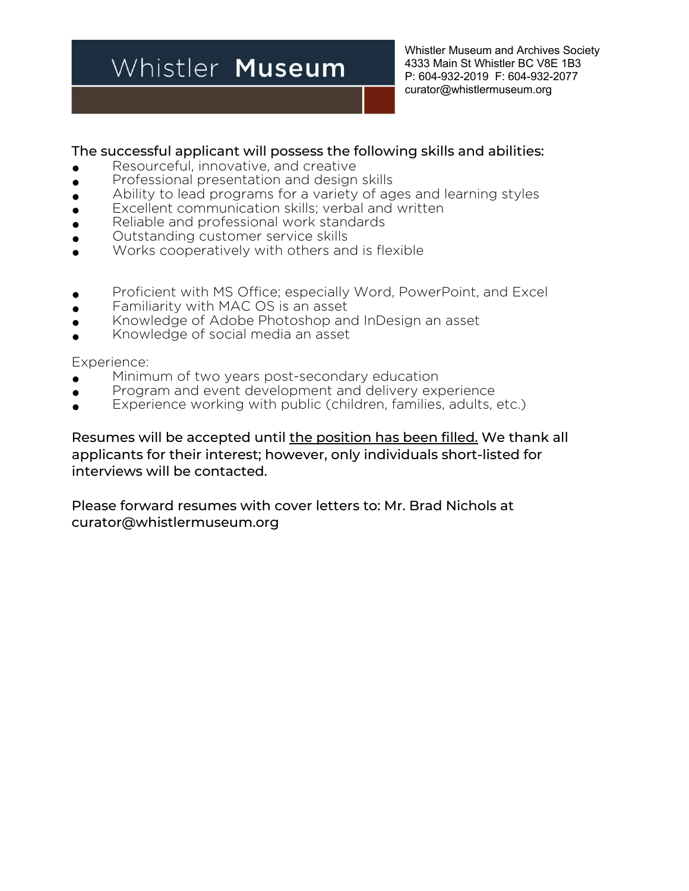Whistler Museum

Whistler Museum and Archives Society
4333 Main St Whistler BC V8E 1B3
P: 604-932-2019 F: 604-932-2077
curator@whistlermuseum.org

The successful applicant will possess the following skills and abilities:

- Resourceful, innovative, and creative
- Professional presentation and design skills
- Ability to lead programs for a variety of ages and learning styles
- Excellent communication skills; verbal and written
- Reliable and professional work standards
- Outstanding customer service skills
- Works cooperatively with others and is flexible

- Proficient with MS Office; especially Word, PowerPoint, and Excel
- Familiarity with MAC OS is an asset
- Knowledge of Adobe Photoshop and InDesign an asset
- Knowledge of social media an asset

Experience:

- Minimum of two years post-secondary education
- Program and event development and delivery experience
- Experience working with public (children, families, adults, etc.)

**Resumes will be accepted until <u>the position has been filled.</u> We thank all applicants for their interest; however, only individuals short-listed for interviews will be contacted.**

**Please forward resumes with cover letters to: Mr. Brad Nichols at curator@whistlermuseum.org**